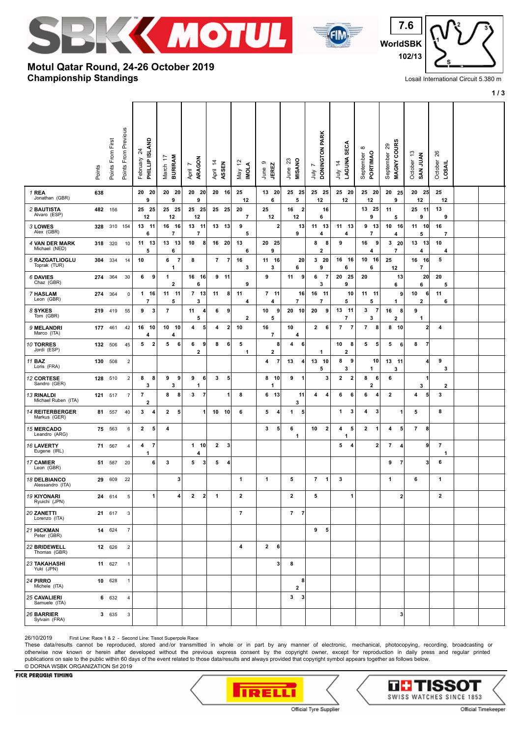# Motul Qatar Round, 24-26 October 2019
## Championship Standings

Losail International Circuit 5.380 m

7.6 WorldSBK 102/13

| Rider | Points | Points From First | Points From Previous | February 24 PHILLIP ISLAND | March 17 BURIRAM | April 7 ARAGON | April 14 ASSEN | May 12 IMOLA | June 9 JEREZ | June 23 MISANO | July 7 DONINGTON PARK | July 14 LAGUNA SECA | September 8 PORTIMAO | September 29 MAGNY COURS | October 13 SAN JUAN | October 26 LOSAIL |
|---|---|---|---|---|---|---|---|---|---|---|---|---|---|---|---|---|
| 1 REA Jonathan (GBR) | 638 | | | 20 20 / 9 | 20 20 / 9 | 20 20 / 9 | 20 16 | 25 / 12 | 13 20 / 6 | 25 25 / 5 | 25 25 / 12 | 25 20 / 12 | 25 20 / 12 | 20 25 / 9 | 20 25 / 12 | 25 / 12 |
| 2 BAUTISTA Alvaro (ESP) | 482 | 156 | | 25 25 / 12 | 25 25 / 12 | 25 25 / 12 | 25 25 | 20 / 7 | 25 / 12 | 16 2 / 12 | – 16 / 6 | | 13 25 / 9 | 11 / 5 | 25 11 / 9 | 13 / 9 |
| 3 LOWES Alex (GBR) | 328 | 310 | 154 | 13 11 / 6 | 16 16 / 7 | 13 11 / 7 | 13 13 | 9 / 5 | – 2 | – 13 / 9 | 11 13 / 4 | 11 13 / 4 | 9 13 / 7 | 10 16 / 4 | 11 10 / 5 | 16 / 7 |
| 4 VAN DER MARK Michael (NED) | 318 | 320 | 10 | 11 13 / 5 | 13 13 / 6 | 10 8 | 16 20 | 13 / 6 | 20 25 / 9 | | 8 8 / 2 | 9 | 16 9 / 4 | 3 20 / 7 | 13 13 / 4 | 10 / 4 |
| 5 RAZGATLIOGLU Toprak (TUR) | 304 | 334 | 14 | 10 | 6 7 / 1 | 8 | 7 7 | 16 / 3 | 11 16 / 3 | – 20 / 6 | 3 20 / 9 | 16 16 / 6 | 10 16 / 6 | 25 / 12 | 16 16 / 7 | 5 |
| 6 DAVIES Chaz (GBR) | 274 | 364 | 30 | 6 9 | 1 / 2 | 16 16 / 6 | 9 11 | / 9 | 9 | 11 9 | 6 7 / 3 | 20 25 / 9 | 20 | – 13 / 6 | – 20 / 6 | 20 / 5 |
| 7 HASLAM Leon (GBR) | 274 | 364 | 0 | 1 16 / 7 | 11 11 / 5 | 7 13 / 3 | 11 8 | 11 / 4 | 7 11 / 4 | – 16 / 7 | 16 11 / 7 | – 10 / 5 | 11 11 / 5 | – 9 / 1 | 10 6 / 2 | 11 / 6 |
| 8 SYKES Tom (GBR) | 219 | 419 | 55 | 9 3 | 7 | 11 4 / 5 | 6 9 | / 2 | 10 9 / 5 | 20 10 | 20 9 | 13 11 / 7 | 3 7 / 3 | 16 8 / 2 | 9 / 1 | |
| 9 MELANDRI Marco (ITA) | 177 | 461 | 42 | 16 10 / 4 | 10 10 / 4 | 4 5 | 4 2 | 10 | 16 / 7 | 10 / 4 | 2 6 | 7 7 | 7 8 | 8 10 | – 2 | 4 |
| 10 TORRES Jordi (ESP) | 132 | 506 | 45 | 5 2 | 5 6 | 6 9 / 2 | 8 6 | 5 / 1 | – 8 / 2 | 4 6 | / 1 | 10 8 / 2 | 5 5 | 5 6 | 8 7 | |
| 11 BAZ Loris (FRA) | 130 | 508 | 2 | | | | | | 4 7 | 13 4 | 13 10 / 5 | 8 9 / 3 | – 10 / 1 | 13 11 / 3 | – 4 | 9 / 3 |
| 12 CORTESE Sandro (GER) | 128 | 510 | 2 | 8 8 / 3 | 9 9 / 3 | 9 6 / 1 | 3 5 | | 8 10 / 1 | 9 1 | – 3 | 2 2 | 8 6 / 2 | 6 | – 1 / 3 | / 2 |
| 13 RINALDI Michael Ruben (ITA) | 121 | 517 | 7 | 7 / 2 | 8 8 | 3 7 | – 1 | 8 | 6 13 | – 11 / 3 | 4 4 | 6 6 | 6 4 | 2 | 4 5 | 3 |
| 14 REITERBERGER Markus (GER) | 81 | 557 | 40 | 3 4 | 2 5 | – 1 | 10 10 | 6 | 5 4 | 1 5 | | 1 3 | 4 3 | – 1 | 5 | 8 |
| 15 MERCADO Leandro (ARG) | 75 | 563 | 6 | 2 5 | 4 | | | | 3 5 | 6 / 1 | 10 2 | 4 5 / 1 | 2 1 | 4 5 | 7 8 | |
| 16 LAVERTY Eugene (IRL) | 71 | 567 | 4 | 4 7 / 1 | | 1 10 / 4 | 2 3 | | | | | 5 4 | – 2 | 7 4 | – 9 | 7 / 1 |
| 17 CAMIER Leon (GBR) | 51 | 587 | 20 | – 6 | 3 | 5 3 | 5 4 | | | | | | | 9 7 | – 3 | 6 |
| 18 DELBIANCO Alessandro (ITA) | 29 | 609 | 22 | | – 3 | | | 1 | 1 | 5 | 7 1 | 3 | | 1 | 6 | 1 |
| 19 KIYONARI Ryuichi (JPN) | 24 | 614 | 5 | – 1 | – 4 | 2 2 | 1 | 2 | | 2 | 5 | – 1 | | – 2 | | 2 |
| 20 ZANETTI Lorenzo (ITA) | 21 | 617 | 3 | | | | | 7 | | 7 7 | | | | | | |
| 21 HICKMAN Peter (GBR) | 14 | 624 | 7 | | | | | | | | 9 5 | | | | | |
| 22 BRIDEWELL Thomas (GBR) | 12 | 626 | 2 | | | | | 4 | 2 6 | | | | | | | |
| 23 TAKAHASHI Yuki (JPN) | 11 | 627 | 1 | | | | | | – 3 | 8 | | | | | | |
| 24 PIRRO Michele (ITA) | 10 | 628 | 1 | | | | | | | – 8 / 2 | | | | | | |
| 25 CAVALIERI Samuele (ITA) | 6 | 632 | 4 | | | | | | | 3 3 | | | | | | |
| 26 BARRIER Sylvain (FRA) | 3 | 635 | 3 | | | | | | | | | | | – 3 | | |

26/10/2019 First Line: Race 1 & 2 - Second Line: Tissot Superpole Race

These data/results cannot be reproduced, stored and/or transmitted in whole or in part by any manner of electronic, mechanical, photocopying, recording, broadcasting or otherwise now known or herein after developed without the previous express consent by the copyright owner, except for reproduction in daily press and regular printed publications on sale to the public within 60 days of the event related to those data/results and always provided that copyright symbol appears together as follows below.

© DORNA WSBK ORGANIZATION Srl 2019

FICR PERUGIA TIMING

Official Tyre Supplier — Official Timekeeper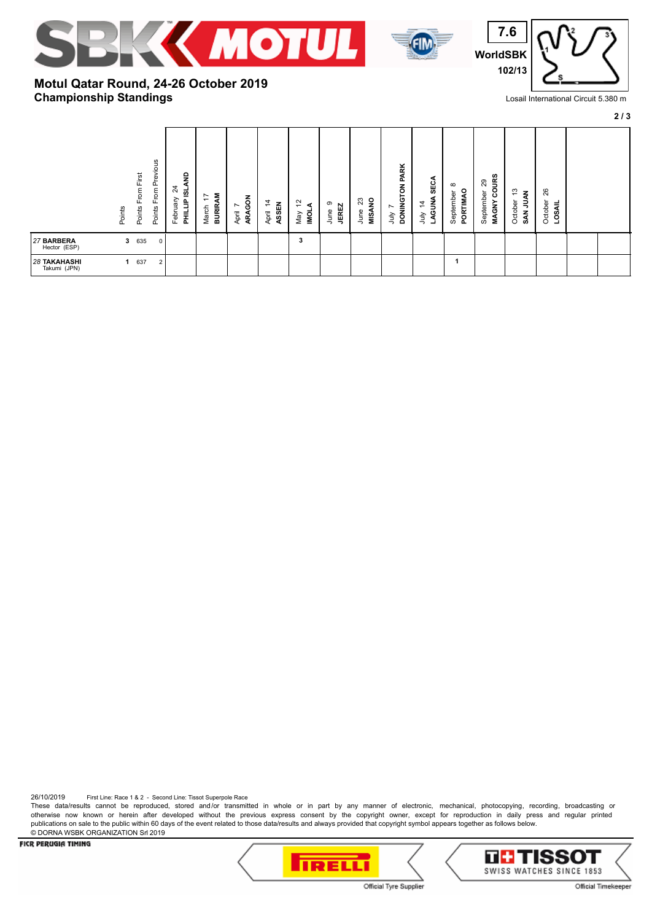# Motul Qatar Round, 24-26 October 2019

## Championship Standings

Losail International Circuit 5.380 m

7.6 WorldSBK 102/13

| | Points | Points From First | Points From Previous | February 24 PHILLIP ISLAND | March 17 BURIRAM | April 7 ARAGON | April 14 ASSEN | May 12 IMOLA | June 9 JEREZ | June 23 MISANO | July 7 DONINGTON PARK | July 14 LAGUNA SECA | September 8 PORTIMAO | September 29 MAGNY COURS | October 13 SAN JUAN | October 26 LOSAIL | | |
|---|---|---|---|---|---|---|---|---|---|---|---|---|---|---|---|---|---|---|
| 27 **BARBERA** Hector (ESP) | **3** | 635 | 0 | | | | | **3** | | | | | | | | | | |
| 28 **TAKAHASHI** Takumi (JPN) | **1** | 637 | 2 | | | | | | | | | | **1** | | | | | |

26/10/2019 First Line: Race 1 & 2 - Second Line: Tissot Superpole Race

These data/results cannot be reproduced, stored and/or transmitted in whole or in part by any manner of electronic, mechanical, photocopying, recording, broadcasting or otherwise now known or herein after developed without the previous express consent by the copyright owner, except for reproduction in daily press and regular printed publications on sale to the public within 60 days of the event related to those data/results and always provided that copyright symbol appears together as follows below.

© DORNA WSBK ORGANIZATION Srl 2019

FICR PERUGIA TIMING

Official Tyre Supplier

Official Timekeeper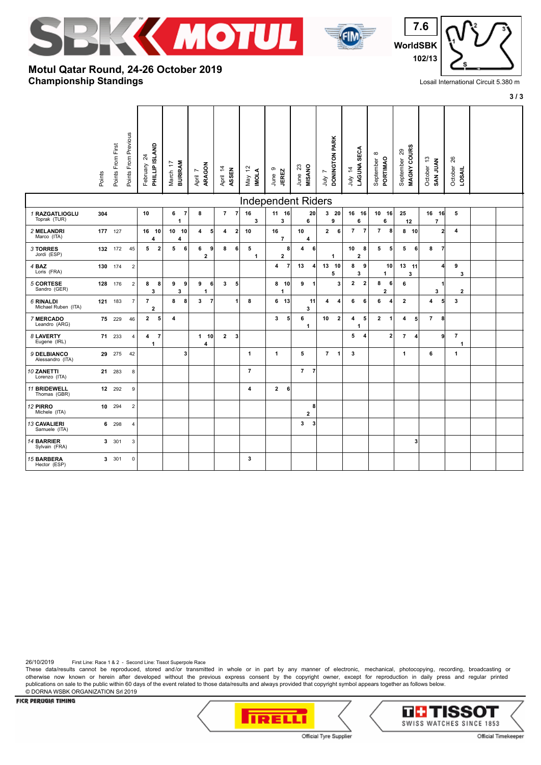# Motul Qatar Round, 24-26 October 2019

## Championship Standings

7.6
WorldSBK
102/13

Losail International Circuit 5.380 m

3 / 3

| | Points | Points From First | Points From Previous | February 24 PHILLIP ISLAND | March 17 BURIRAM | April 7 ARAGON | April 14 ASSEN | May 12 IMOLA | June 9 JEREZ | June 23 MISANO | July 7 DONINGTON PARK | July 14 LAGUNA SECA | September 8 PORTIMAO | September 29 MAGNY COURS | October 13 SAN JUAN | October 26 LOSAIL | | |
|---|---|---|---|---|---|---|---|---|---|---|---|---|---|---|---|---|---|---|
| **Independent Riders** | | | | | | | | | | | | | | | | | | |
| 1 **RAZGATLIOGLU** Toprak (TUR) | 304 | | | 10 | 6 7 / 1 | 8 | 7 7 | 16 / 3 | 11 16 / 3 | 20 / 6 | 3 20 / 9 | 16 16 / 6 | 10 16 / 6 | 25 / 12 | 16 16 / 7 | 5 | | |
| 2 **MELANDRI** Marco (ITA) | 177 | 127 | | 16 10 / 4 | 10 10 / 4 | 4 5 | 4 2 | 10 | 16 / 7 | 10 / 4 | 2 6 | 7 7 | 7 8 | 8 10 | 2 | 4 | | |
| 3 **TORRES** Jordi (ESP) | 132 | 172 | 45 | 5 2 | 5 6 | 6 9 / 2 | 8 6 | 5 / 1 | 8 / 2 | 4 6 | / 1 | 10 8 / 2 | 5 5 | 5 6 | 8 7 | | | |
| 4 **BAZ** Loris (FRA) | 130 | 174 | 2 | | | | | | 4 7 | 13 4 | 13 10 / 5 | 8 9 / 3 | 10 / 1 | 13 11 / 3 | 4 | 9 / 3 | | |
| 5 **CORTESE** Sandro (GER) | 128 | 176 | 2 | 8 8 / 3 | 9 9 / 3 | 9 6 / 1 | 3 5 | | 8 10 / 1 | 9 1 | 3 | 2 2 | 8 6 / 2 | 6 | 1 / 3 | / 2 | | |
| 6 **RINALDI** Michael Ruben (ITA) | 121 | 183 | 7 | 7 / 2 | 8 8 | 3 7 | 1 | 8 | 6 13 | 11 / 3 | 4 4 | 6 6 | 6 4 | 2 | 4 5 | 3 | | |
| 7 **MERCADO** Leandro (ARG) | 75 | 229 | 46 | 2 5 | 4 | | | | 3 5 | 6 / 1 | 10 2 | 4 5 / 1 | 2 1 | 4 5 | 7 8 | | | |
| 8 **LAVERTY** Eugene (IRL) | 71 | 233 | 4 | 4 7 / 1 | | 1 10 / 4 | 2 3 | | | | | 5 4 | 2 | 7 4 | 9 | 7 / 1 | | |
| 9 **DELBIANCO** Alessandro (ITA) | 29 | 275 | 42 | | 3 | | | 1 | 1 | 5 | 7 1 | 3 | | 1 | 6 | 1 | | |
| 10 **ZANETTI** Lorenzo (ITA) | 21 | 283 | 8 | | | | | 7 | | 7 7 | | | | | | | | |
| 11 **BRIDEWELL** Thomas (GBR) | 12 | 292 | 9 | | | | | 4 | 2 6 | | | | | | | | | |
| 12 **PIRRO** Michele (ITA) | 10 | 294 | 2 | | | | | | | 8 / 2 | | | | | | | | |
| 13 **CAVALIERI** Samuele (ITA) | 6 | 298 | 4 | | | | | | | 3 3 | | | | | | | | |
| 14 **BARRIER** Sylvain (FRA) | 3 | 301 | 3 | | | | | | | | | | | 3 | | | | |
| 15 **BARBERA** Hector (ESP) | 3 | 301 | 0 | | | | | 3 | | | | | | | | | | |

26/10/2019 First Line: Race 1 & 2 - Second Line: Tissot Superpole Race

These data/results cannot be reproduced, stored and/or transmitted in whole or in part by any manner of electronic, mechanical, photocopying, recording, broadcasting or otherwise now known or herein after developed without the previous express consent by the copyright owner, except for reproduction in daily press and regular printed publications on sale to the public within 60 days of the event related to those data/results and always provided that copyright symbol appears together as follows below.

© DORNA WSBK ORGANIZATION Srl 2019

FICR PERUGIA TIMING

Official Tyre Supplier

Official Timekeeper